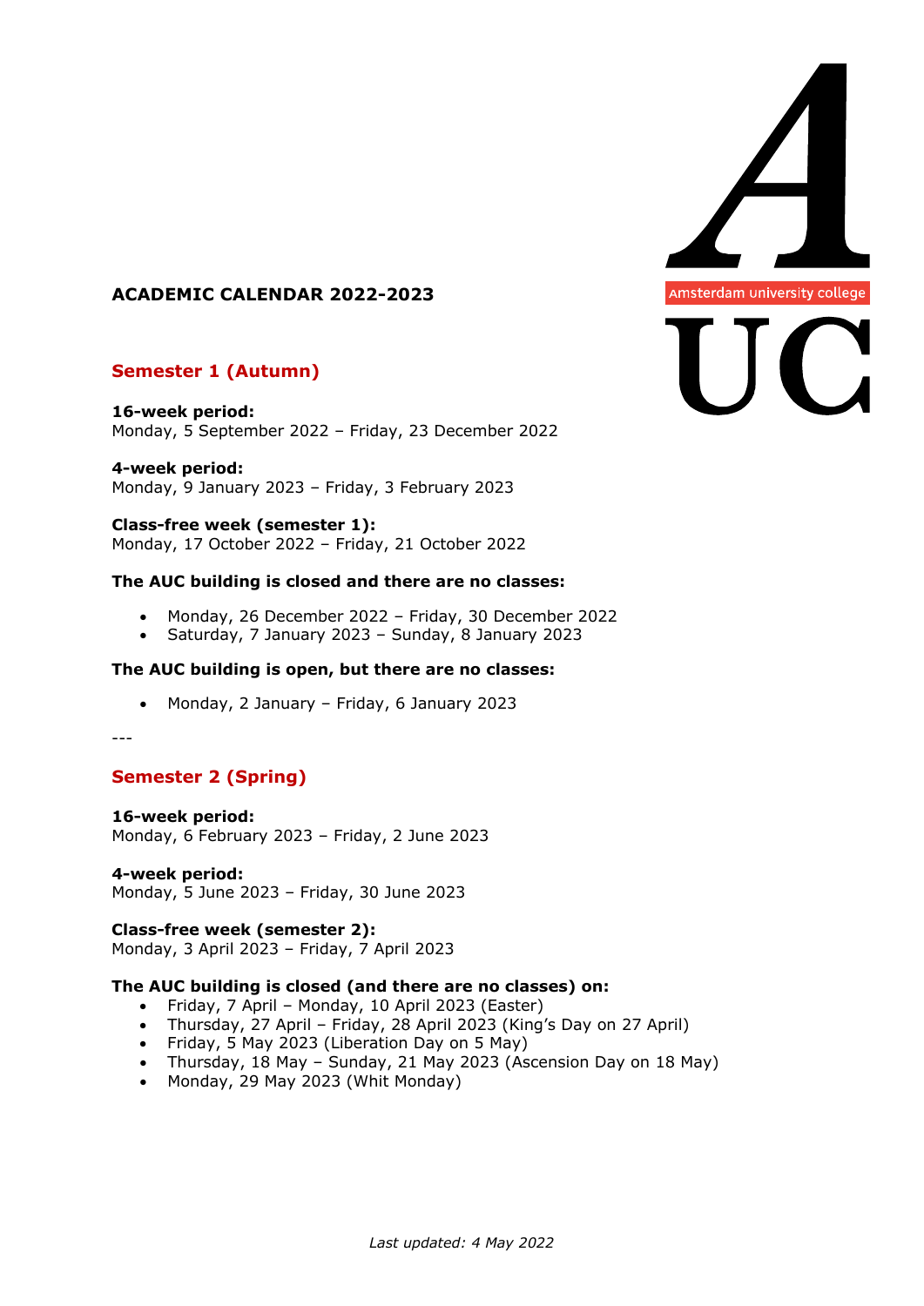# ACADEMIC CALENDAR 2022-2023

## Semester 1 (Autumn)

**16-week period:**
Monday, 5 September 2022 – Friday, 23 December 2022

**4-week period:**
Monday, 9 January 2023 – Friday, 3 February 2023

**Class-free week (semester 1):**
Monday, 17 October 2022 – Friday, 21 October 2022

**The AUC building is closed and there are no classes:**

- Monday, 26 December 2022 – Friday, 30 December 2022
- Saturday, 7 January 2023 – Sunday, 8 January 2023

**The AUC building is open, but there are no classes:**

- Monday, 2 January – Friday, 6 January 2023

---

## Semester 2 (Spring)

**16-week period:**
Monday, 6 February 2023 – Friday, 2 June 2023

**4-week period:**
Monday, 5 June 2023 – Friday, 30 June 2023

**Class-free week (semester 2):**
Monday, 3 April 2023 – Friday, 7 April 2023

**The AUC building is closed (and there are no classes) on:**

- Friday, 7 April – Monday, 10 April 2023 (Easter)
- Thursday, 27 April – Friday, 28 April 2023 (King's Day on 27 April)
- Friday, 5 May 2023 (Liberation Day on 5 May)
- Thursday, 18 May – Sunday, 21 May 2023 (Ascension Day on 18 May)
- Monday, 29 May 2023 (Whit Monday)

*Last updated: 4 May 2022*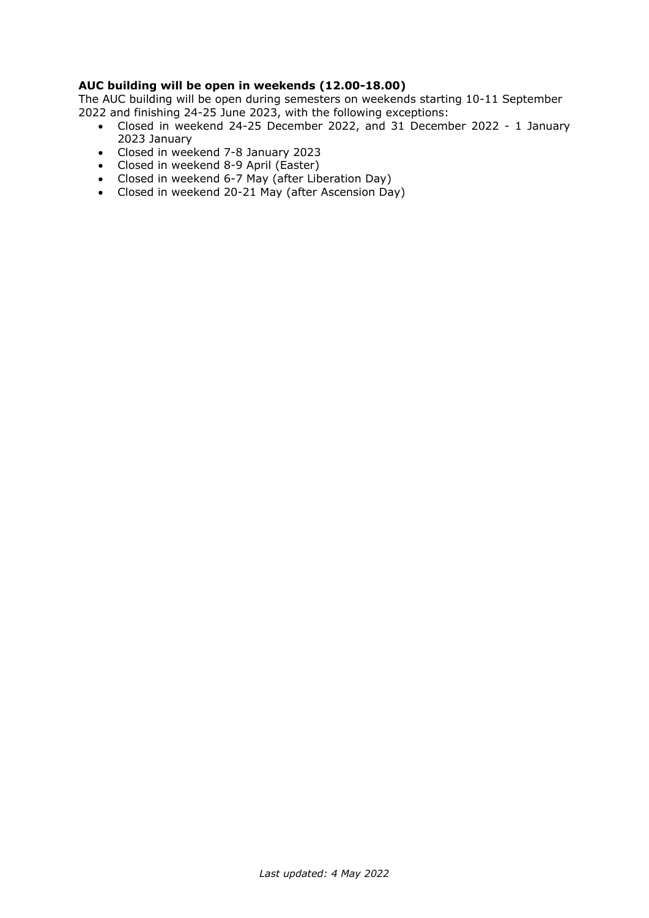**AUC building will be open in weekends (12.00-18.00)**

The AUC building will be open during semesters on weekends starting 10-11 September 2022 and finishing 24-25 June 2023, with the following exceptions:

- Closed in weekend 24-25 December 2022, and 31 December 2022 - 1 January 2023 January
- Closed in weekend 7-8 January 2023
- Closed in weekend 8-9 April (Easter)
- Closed in weekend 6-7 May (after Liberation Day)
- Closed in weekend 20-21 May (after Ascension Day)

*Last updated: 4 May 2022*